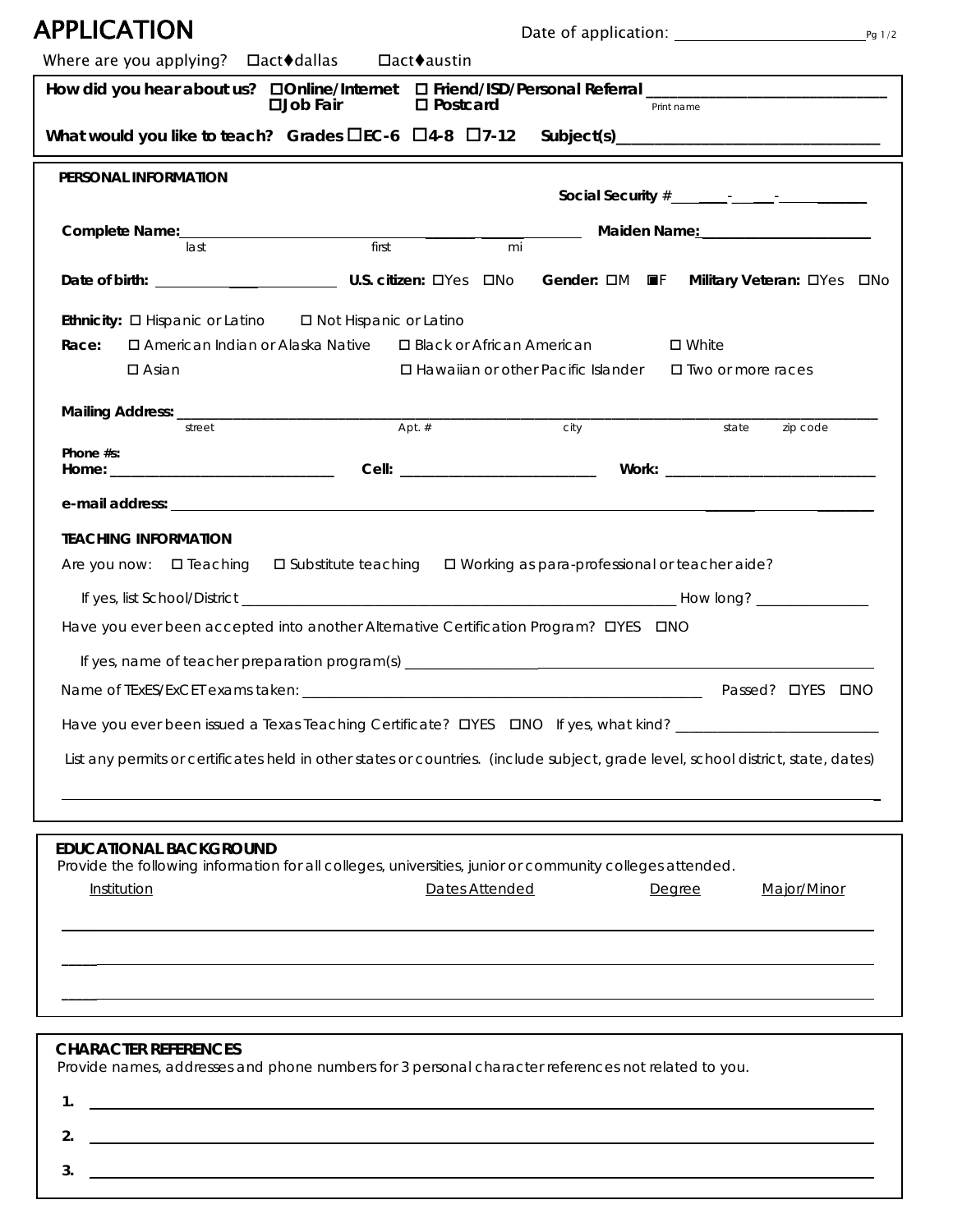# APPLICATION

Date of application: ______________________

Where are you applying? ☐act♦dallas ☐act♦austin

**How did you hear about us?** ☐**Online/Internet** ☐ **Friend/ISD/Personal Referral** ______________________ (Print name)
☐**Job Fair** ☐ **Postcard**

**What would you like to teach? Grades** ☐**EC-6** ☐**4-8** ☐**7-12** **Subject(s)**______________________

## PERSONAL INFORMATION

**Social Security #**_____-____-_____

**Complete Name:**______________________ (last) ______________ (first) ______ (mi) **Maiden Name:**______________________

**Date of birth:** ______________ **U.S. citizen:** ☐Yes ☐No **Gender:** ☐M ■F **Military Veteran:** ☐Yes ☐No

**Ethnicity:** ☐ Hispanic or Latino ☐ Not Hispanic or Latino

**Race:** ☐ American Indian or Alaska Native ☐ Black or African American ☐ White
☐ Asian ☐ Hawaiian or other Pacific Islander ☐ Two or more races

**Mailing Address:** ______________________ (street) ______ (Apt. #) ______ (city) ______ (state) ______ (zip code)

**Phone #s:**
**Home:** ______________________ **Cell:** ______________________ **Work:** ______________________

**e-mail address:** ______________________

## TEACHING INFORMATION

Are you now: ☐ Teaching ☐ Substitute teaching ☐ Working as para-professional or teacher aide?

If yes, list School/District ______________________ How long? ______________

Have you ever been accepted into another Alternative Certification Program? ☐YES ☐NO

If yes, name of teacher preparation program(s) ______________________

Name of TExES/ExCET exams taken: ______________________ Passed? ☐YES ☐NO

Have you ever been issued a Texas Teaching Certificate? ☐YES ☐NO If yes, what kind? ______________________

List any permits or certificates held in other states or countries. (include subject, grade level, school district, state, dates)

______________________

## EDUCATIONAL BACKGROUND

Provide the following information for all colleges, universities, junior or community colleges attended.

| Institution | Dates Attended | Degree | Major/Minor |
|---|---|---|---|
| | | | |
| | | | |
| | | | |

## CHARACTER REFERENCES

Provide names, addresses and phone numbers for 3 personal character references not related to you.

1. ______________________
2. ______________________
3. ______________________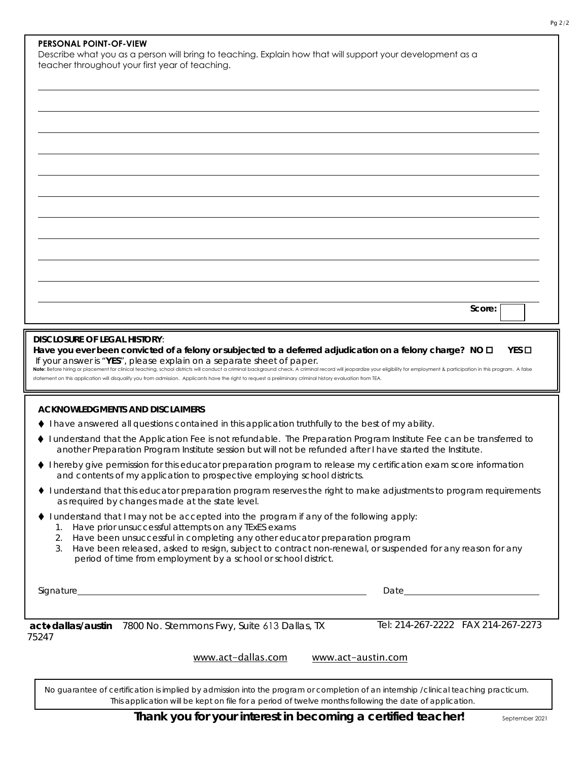**PERSONAL POINT-OF-VIEW**

Describe what you as a person will bring to teaching. Explain how that will support your development as a teacher throughout your first year of teaching.

Score:

**DISCLOSURE OF LEGAL HISTORY**:

**Have you ever been convicted of a felony or subjected to a deferred adjudication on a felony charge? NO ☐ YES ☐**

If your answer is "**YES**", please explain on a separate sheet of paper.

**Note:** Before hiring or placement for clinical teaching, school districts will conduct a criminal background check. A criminal record will jeopardize your eligibility for employment & participation in this program. A false statement on this application will disqualify you from admission. Applicants have the right to request a preliminary criminal history evaluation from TEA.

**ACKNOWLEDGMENTS AND DISCLAIMERS**

- I have answered all questions contained in this application truthfully to the best of my ability.
- I understand that the Application Fee is not refundable. The Preparation Program Institute Fee can be transferred to another Preparation Program Institute session but will not be refunded after I have started the Institute.
- I hereby give permission for this educator preparation program to release my certification exam score information and contents of my application to prospective employing school districts.
- I understand that this educator preparation program reserves the right to make adjustments to program requirements as required by changes made at the state level.
- I understand that I may not be accepted into the program if any of the following apply:
  1. Have prior unsuccessful attempts on any TExES exams
  2. Have been unsuccessful in completing any other educator preparation program
  3. Have been released, asked to resign, subject to contract non-renewal, or suspended for any reason for any period of time from employment by a school or school district.

Signature\_\_\_\_\_\_\_\_\_\_\_\_\_\_\_\_\_\_\_\_\_\_\_\_\_\_\_\_\_\_\_\_ Date\_\_\_\_\_\_\_\_\_\_\_\_\_\_\_\_

**act♦dallas/austin** 7800 No. Stemmons Fwy, Suite 613 Dallas, TX 75247 Tel: 214-267-2222 FAX 214-267-2273

www.act-dallas.com www.act-austin.com

*No guarantee of certification is implied by admission into the program or completion of an internship /clinical teaching practicum. This application will be kept on file for a period of twelve months following the date of application.*

**Thank you for your interest in becoming a certified teacher!**

September 2021